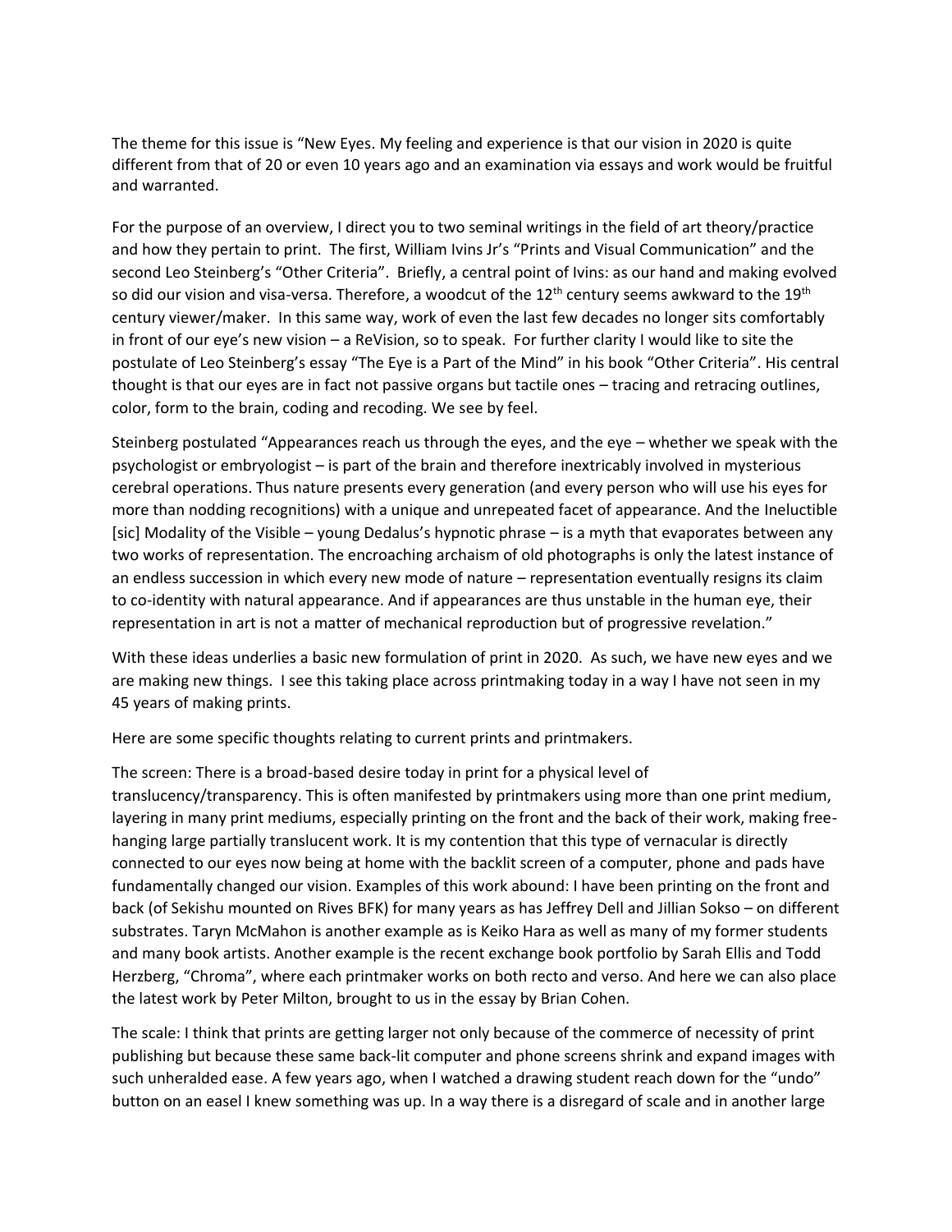The theme for this issue is "New Eyes. My feeling and experience is that our vision in 2020 is quite different from that of 20 or even 10 years ago and an examination via essays and work would be fruitful and warranted.

For the purpose of an overview, I direct you to two seminal writings in the field of art theory/practice and how they pertain to print. The first, William Ivins Jr's "Prints and Visual Communication" and the second Leo Steinberg's "Other Criteria". Briefly, a central point of Ivins: as our hand and making evolved so did our vision and visa-versa. Therefore, a woodcut of the 12th century seems awkward to the 19th century viewer/maker. In this same way, work of even the last few decades no longer sits comfortably in front of our eye's new vision – a ReVision, so to speak. For further clarity I would like to site the postulate of Leo Steinberg's essay "The Eye is a Part of the Mind" in his book "Other Criteria". His central thought is that our eyes are in fact not passive organs but tactile ones – tracing and retracing outlines, color, form to the brain, coding and recoding. We see by feel.

Steinberg postulated "Appearances reach us through the eyes, and the eye – whether we speak with the psychologist or embryologist – is part of the brain and therefore inextricably involved in mysterious cerebral operations. Thus nature presents every generation (and every person who will use his eyes for more than nodding recognitions) with a unique and unrepeated facet of appearance. And the Ineluctible [sic] Modality of the Visible – young Dedalus's hypnotic phrase – is a myth that evaporates between any two works of representation. The encroaching archaism of old photographs is only the latest instance of an endless succession in which every new mode of nature – representation eventually resigns its claim to co-identity with natural appearance. And if appearances are thus unstable in the human eye, their representation in art is not a matter of mechanical reproduction but of progressive revelation."

With these ideas underlies a basic new formulation of print in 2020. As such, we have new eyes and we are making new things. I see this taking place across printmaking today in a way I have not seen in my 45 years of making prints.

Here are some specific thoughts relating to current prints and printmakers.

The screen: There is a broad-based desire today in print for a physical level of translucency/transparency. This is often manifested by printmakers using more than one print medium, layering in many print mediums, especially printing on the front and the back of their work, making free-hanging large partially translucent work. It is my contention that this type of vernacular is directly connected to our eyes now being at home with the backlit screen of a computer, phone and pads have fundamentally changed our vision. Examples of this work abound: I have been printing on the front and back (of Sekishu mounted on Rives BFK) for many years as has Jeffrey Dell and Jillian Sokso – on different substrates. Taryn McMahon is another example as is Keiko Hara as well as many of my former students and many book artists. Another example is the recent exchange book portfolio by Sarah Ellis and Todd Herzberg, "Chroma", where each printmaker works on both recto and verso. And here we can also place the latest work by Peter Milton, brought to us in the essay by Brian Cohen.

The scale: I think that prints are getting larger not only because of the commerce of necessity of print publishing but because these same back-lit computer and phone screens shrink and expand images with such unheralded ease. A few years ago, when I watched a drawing student reach down for the "undo" button on an easel I knew something was up. In a way there is a disregard of scale and in another large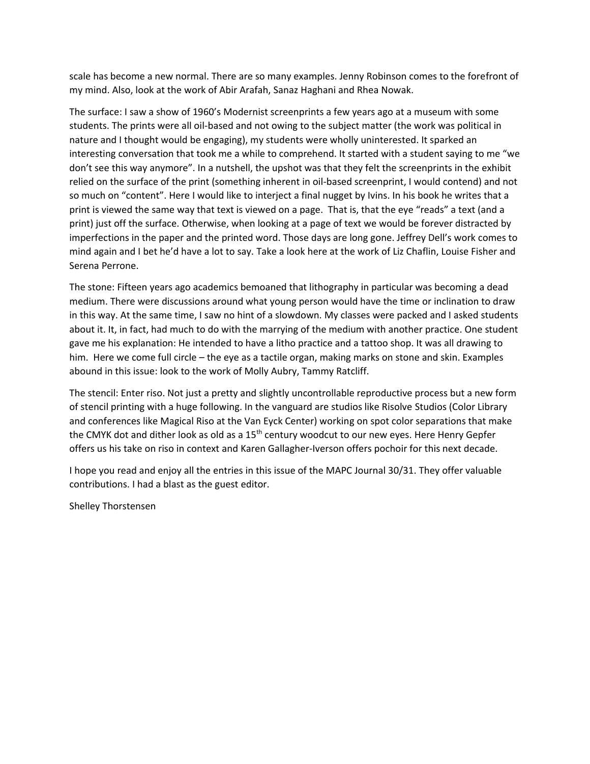scale has become a new normal. There are so many examples. Jenny Robinson comes to the forefront of my mind. Also, look at the work of Abir Arafah, Sanaz Haghani and Rhea Nowak.

The surface: I saw a show of 1960's Modernist screenprints a few years ago at a museum with some students. The prints were all oil-based and not owing to the subject matter (the work was political in nature and I thought would be engaging), my students were wholly uninterested. It sparked an interesting conversation that took me a while to comprehend. It started with a student saying to me "we don't see this way anymore". In a nutshell, the upshot was that they felt the screenprints in the exhibit relied on the surface of the print (something inherent in oil-based screenprint, I would contend) and not so much on "content". Here I would like to interject a final nugget by Ivins. In his book he writes that a print is viewed the same way that text is viewed on a page. That is, that the eye "reads" a text (and a print) just off the surface. Otherwise, when looking at a page of text we would be forever distracted by imperfections in the paper and the printed word. Those days are long gone. Jeffrey Dell's work comes to mind again and I bet he'd have a lot to say. Take a look here at the work of Liz Chaflin, Louise Fisher and Serena Perrone.

The stone: Fifteen years ago academics bemoaned that lithography in particular was becoming a dead medium. There were discussions around what young person would have the time or inclination to draw in this way. At the same time, I saw no hint of a slowdown. My classes were packed and I asked students about it. It, in fact, had much to do with the marrying of the medium with another practice. One student gave me his explanation: He intended to have a litho practice and a tattoo shop. It was all drawing to him. Here we come full circle – the eye as a tactile organ, making marks on stone and skin. Examples abound in this issue: look to the work of Molly Aubry, Tammy Ratcliff.

The stencil: Enter riso. Not just a pretty and slightly uncontrollable reproductive process but a new form of stencil printing with a huge following. In the vanguard are studios like Risolve Studios (Color Library and conferences like Magical Riso at the Van Eyck Center) working on spot color separations that make the CMYK dot and dither look as old as a 15th century woodcut to our new eyes. Here Henry Gepfer offers us his take on riso in context and Karen Gallagher-Iverson offers pochoir for this next decade.

I hope you read and enjoy all the entries in this issue of the MAPC Journal 30/31. They offer valuable contributions. I had a blast as the guest editor.

Shelley Thorstensen